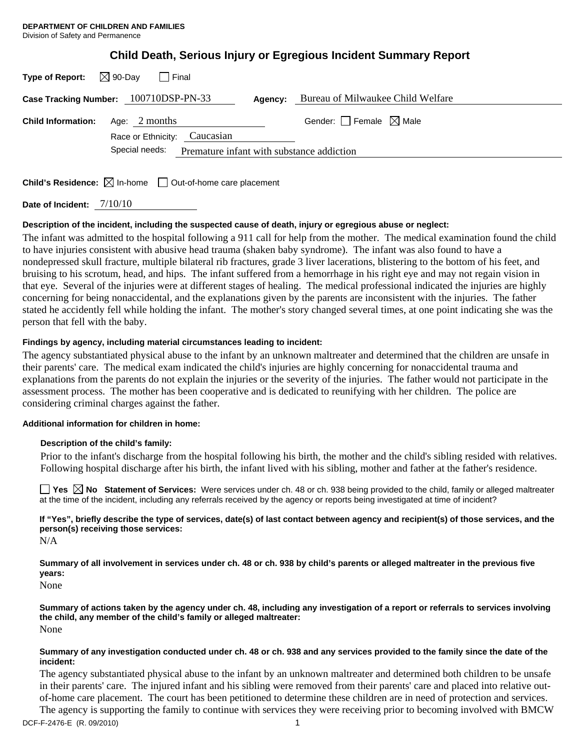**DEPARTMENT OF CHILDREN AND FAMILIES**
Division of Safety and Permanence

# Child Death, Serious Injury or Egregious Incident Summary Report

**Type of Report:** ☒ 90-Day ☐ Final

**Case Tracking Number:** 100710DSP-PN-33 **Agency:** Bureau of Milwaukee Child Welfare

**Child Information:** Age: 2 months Gender: ☐ Female ☒ Male

Race or Ethnicity: Caucasian

Special needs: Premature infant with substance addiction

**Child's Residence:** ☒ In-home ☐ Out-of-home care placement

**Date of Incident:** 7/10/10

**Description of the incident, including the suspected cause of death, injury or egregious abuse or neglect:**

The infant was admitted to the hospital following a 911 call for help from the mother. The medical examination found the child to have injuries consistent with abusive head trauma (shaken baby syndrome). The infant was also found to have a nondepressed skull fracture, multiple bilateral rib fractures, grade 3 liver lacerations, blistering to the bottom of his feet, and bruising to his scrotum, head, and hips. The infant suffered from a hemorrhage in his right eye and may not regain vision in that eye. Several of the injuries were at different stages of healing. The medical professional indicated the injuries are highly concerning for being nonaccidental, and the explanations given by the parents are inconsistent with the injuries. The father stated he accidently fell while holding the infant. The mother's story changed several times, at one point indicating she was the person that fell with the baby.

**Findings by agency, including material circumstances leading to incident:**

The agency substantiated physical abuse to the infant by an unknown maltreater and determined that the children are unsafe in their parents' care. The medical exam indicated the child's injuries are highly concerning for nonaccidental trauma and explanations from the parents do not explain the injuries or the severity of the injuries. The father would not participate in the assessment process. The mother has been cooperative and is dedicated to reunifying with her children. The police are considering criminal charges against the father.

**Additional information for children in home:**

**Description of the child's family:**

Prior to the infant's discharge from the hospital following his birth, the mother and the child's sibling resided with relatives. Following hospital discharge after his birth, the infant lived with his sibling, mother and father at the father's residence.

☐ **Yes** ☒ **No Statement of Services:** Were services under ch. 48 or ch. 938 being provided to the child, family or alleged maltreater at the time of the incident, including any referrals received by the agency or reports being investigated at time of incident?

**If "Yes", briefly describe the type of services, date(s) of last contact between agency and recipient(s) of those services, and the person(s) receiving those services:**

N/A

**Summary of all involvement in services under ch. 48 or ch. 938 by child's parents or alleged maltreater in the previous five years:**

None

**Summary of actions taken by the agency under ch. 48, including any investigation of a report or referrals to services involving the child, any member of the child's family or alleged maltreater:**

None

**Summary of any investigation conducted under ch. 48 or ch. 938 and any services provided to the family since the date of the incident:**

The agency substantiated physical abuse to the infant by an unknown maltreater and determined both children to be unsafe in their parents' care. The injured infant and his sibling were removed from their parents' care and placed into relative out-of-home care placement. The court has been petitioned to determine these children are in need of protection and services. The agency is supporting the family to continue with services they were receiving prior to becoming involved with BMCW

DCF-F-2476-E (R. 09/2010)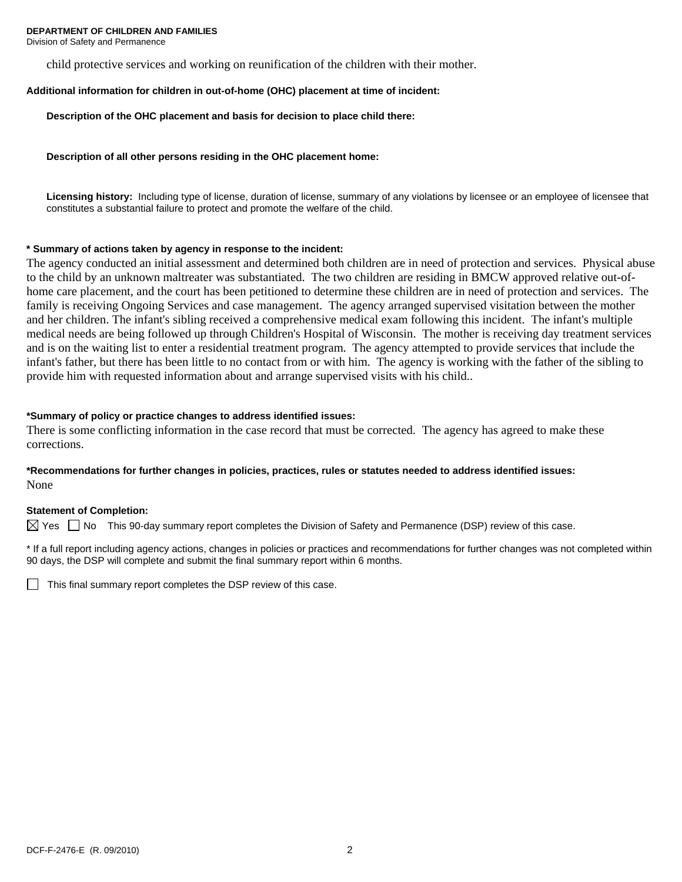child protective services and working on reunification of the children with their mother.

**Additional information for children in out-of-home (OHC) placement at time of incident:**

**Description of the OHC placement and basis for decision to place child there:**

**Description of all other persons residing in the OHC placement home:**

**Licensing history:** Including type of license, duration of license, summary of any violations by licensee or an employee of licensee that constitutes a substantial failure to protect and promote the welfare of the child.

**\* Summary of actions taken by agency in response to the incident:**

The agency conducted an initial assessment and determined both children are in need of protection and services. Physical abuse to the child by an unknown maltreater was substantiated. The two children are residing in BMCW approved relative out-of-home care placement, and the court has been petitioned to determine these children are in need of protection and services. The family is receiving Ongoing Services and case management. The agency arranged supervised visitation between the mother and her children. The infant's sibling received a comprehensive medical exam following this incident. The infant's multiple medical needs are being followed up through Children's Hospital of Wisconsin. The mother is receiving day treatment services and is on the waiting list to enter a residential treatment program. The agency attempted to provide services that include the infant's father, but there has been little to no contact from or with him. The agency is working with the father of the sibling to provide him with requested information about and arrange supervised visits with his child..

**\*Summary of policy or practice changes to address identified issues:**

There is some conflicting information in the case record that must be corrected. The agency has agreed to make these corrections.

**\*Recommendations for further changes in policies, practices, rules or statutes needed to address identified issues:**

None

**Statement of Completion:**

☒ Yes ☐ No This 90-day summary report completes the Division of Safety and Permanence (DSP) review of this case.

\* If a full report including agency actions, changes in policies or practices and recommendations for further changes was not completed within 90 days, the DSP will complete and submit the final summary report within 6 months.

☐ This final summary report completes the DSP review of this case.

DCF-F-2476-E (R. 09/2010)